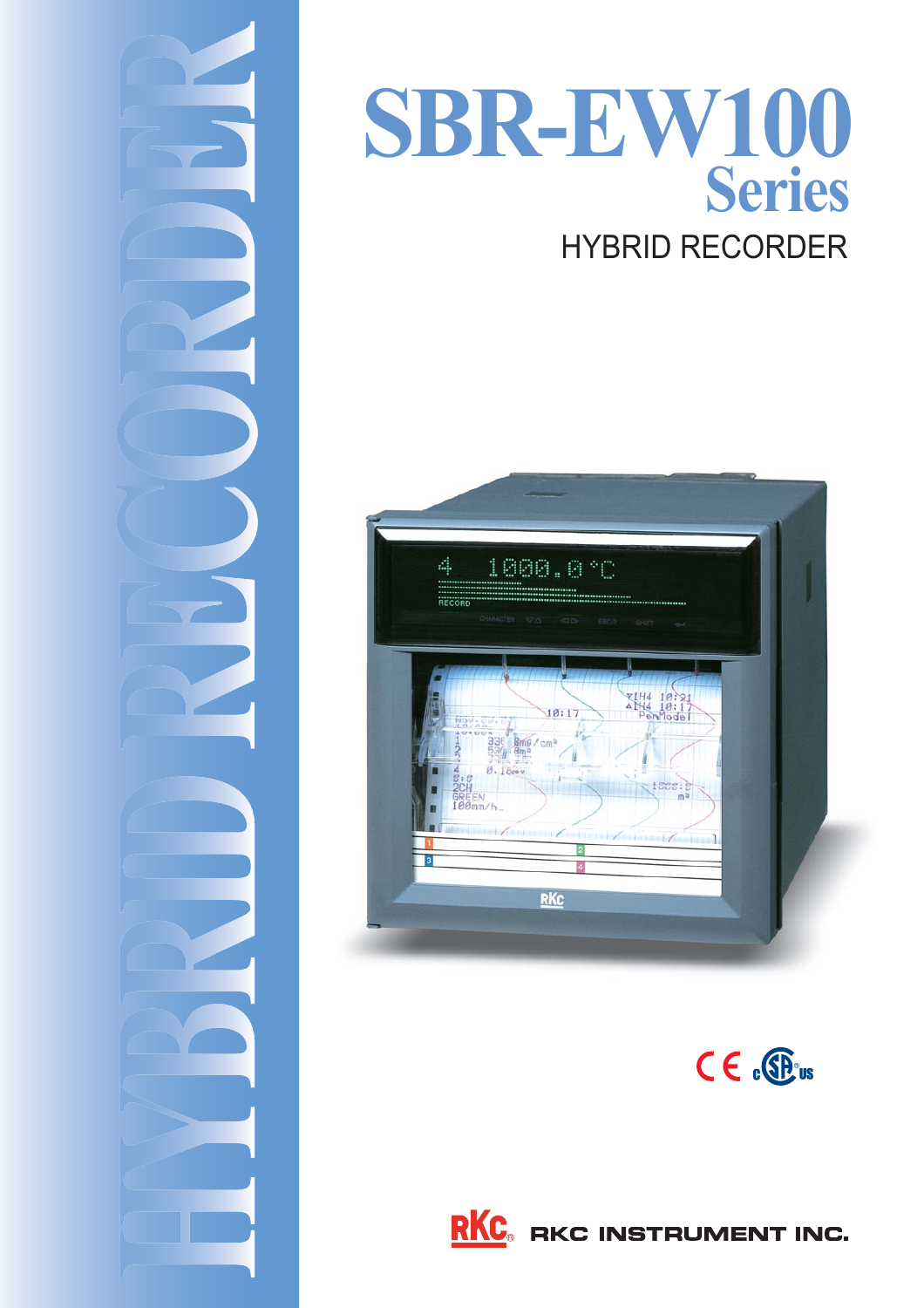# SBR-EW100 Series

## HYBRID RECORDER

RKC INSTRUMENT INC.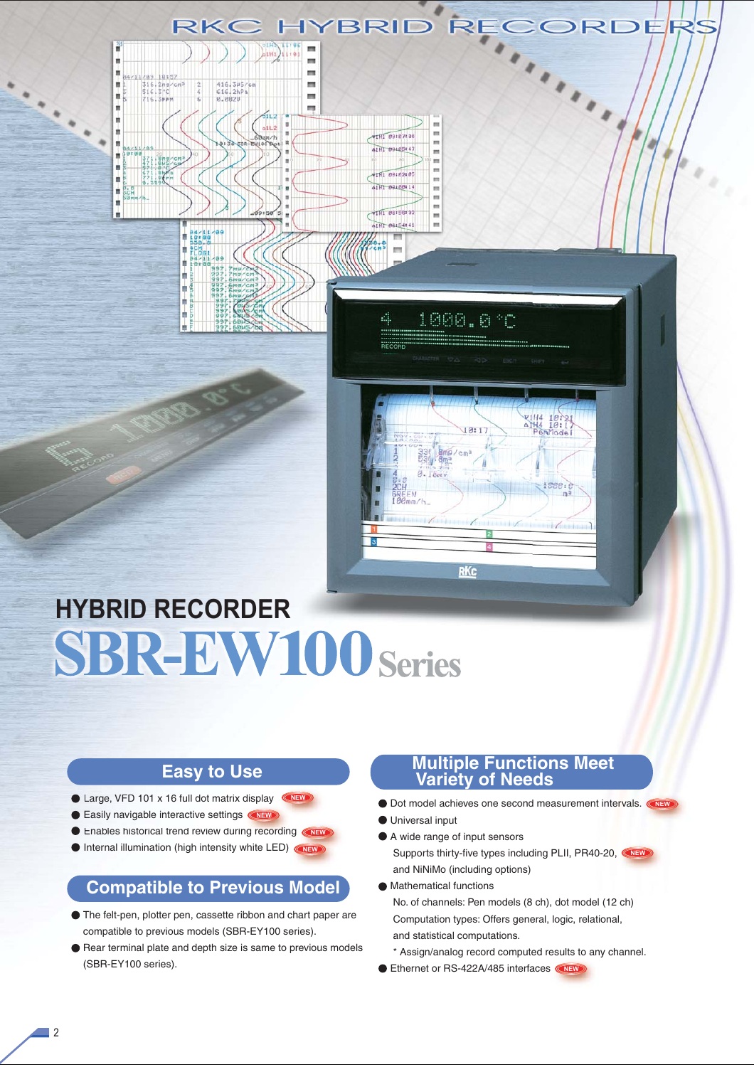# RKC HYBRID RECORDERS

## HYBRID RECORDER

# SBR-EW100 Series

## Easy to Use

- Large, VFD 101 x 16 full dot matrix display NEW
- Easily navigable interactive settings NEW
- Enables historical trend review during recording NEW
- Internal illumination (high intensity white LED) NEW

## Compatible to Previous Model

- The felt-pen, plotter pen, cassette ribbon and chart paper are compatible to previous models (SBR-EY100 series).
- Rear terminal plate and depth size is same to previous models (SBR-EY100 series).

## Multiple Functions Meet Variety of Needs

- Dot model achieves one second measurement intervals. NEW
- Universal input
- A wide range of input sensors
  Supports thirty-five types including PLII, PR40-20, NEW and NiNiMo (including options)
- Mathematical functions
  No. of channels: Pen models (8 ch), dot model (12 ch)
  Computation types: Offers general, logic, relational, and statistical computations.
  * Assign/analog record computed results to any channel.
- Ethernet or RS-422A/485 interfaces NEW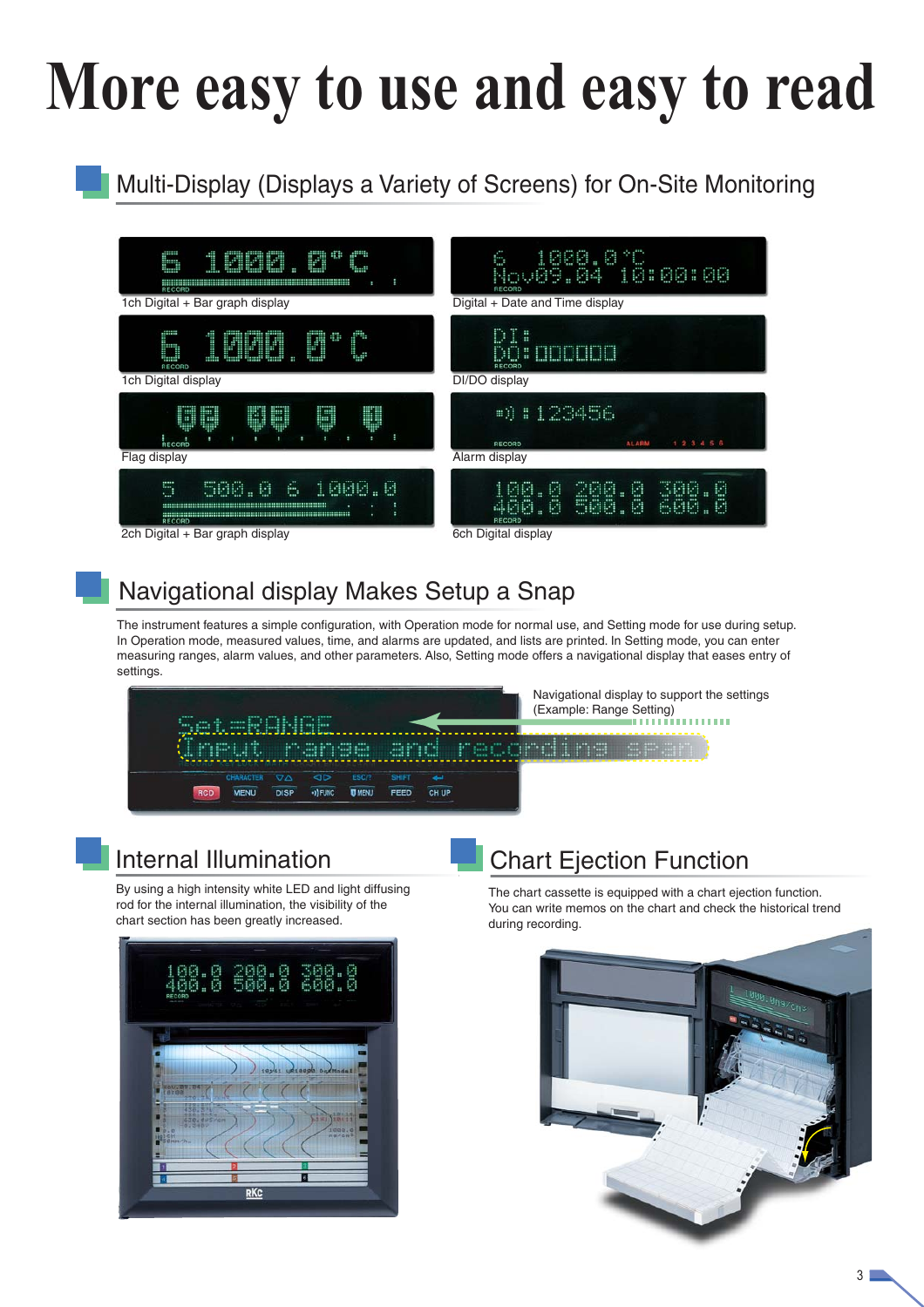# More easy to use and easy to read

## Multi-Display (Displays a Variety of Screens) for On-Site Monitoring

1ch Digital + Bar graph display

Digital + Date and Time display

1ch Digital display

DI/DO display

Flag display

Alarm display

2ch Digital + Bar graph display

6ch Digital display

## Navigational display Makes Setup a Snap

The instrument features a simple configuration, with Operation mode for normal use, and Setting mode for use during setup. In Operation mode, measured values, time, and alarms are updated, and lists are printed. In Setting mode, you can enter measuring ranges, alarm values, and other parameters. Also, Setting mode offers a navigational display that eases entry of settings.

Navigational display to support the settings (Example: Range Setting)

## Internal Illumination

By using a high intensity white LED and light diffusing rod for the internal illumination, the visibility of the chart section has been greatly increased.

## Chart Ejection Function

The chart cassette is equipped with a chart ejection function. You can write memos on the chart and check the historical trend during recording.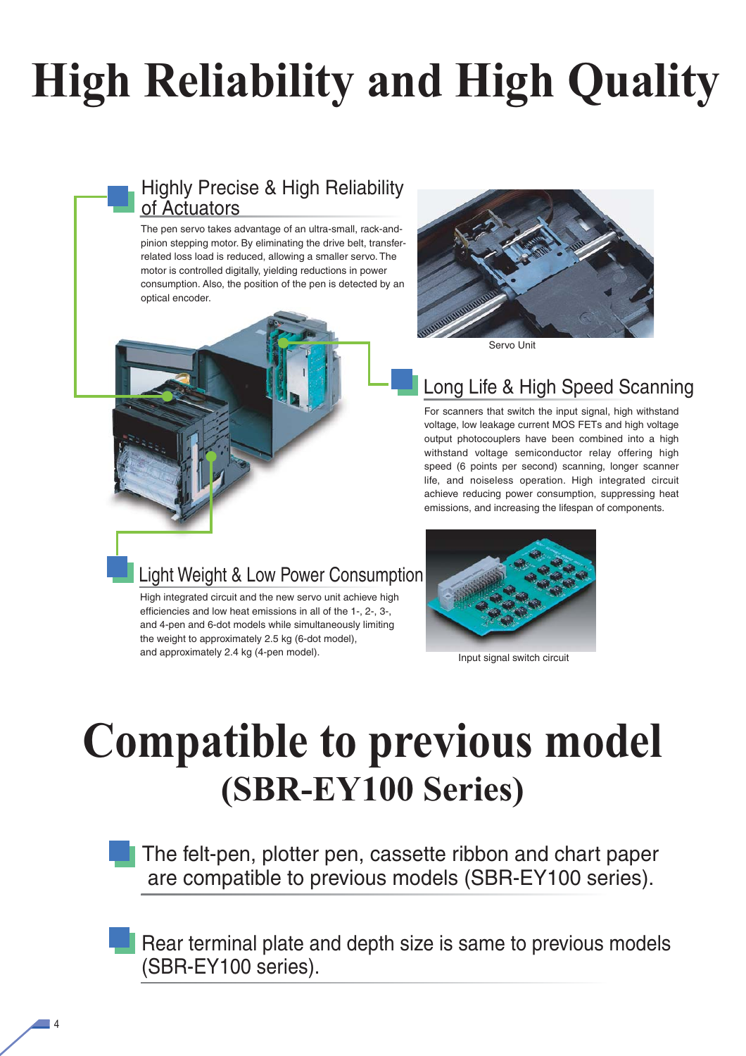# High Reliability and High Quality

## Highly Precise & High Reliability of Actuators

The pen servo takes advantage of an ultra-small, rack-and-pinion stepping motor. By eliminating the drive belt, transfer-related loss load is reduced, allowing a smaller servo. The motor is controlled digitally, yielding reductions in power consumption. Also, the position of the pen is detected by an optical encoder.

Servo Unit

## Long Life & High Speed Scanning

For scanners that switch the input signal, high withstand voltage, low leakage current MOS FETs and high voltage output photocouplers have been combined into a high withstand voltage semiconductor relay offering high speed (6 points per second) scanning, longer scanner life, and noiseless operation. High integrated circuit achieve reducing power consumption, suppressing heat emissions, and increasing the lifespan of components.

## Light Weight & Low Power Consumption

High integrated circuit and the new servo unit achieve high efficiencies and low heat emissions in all of the 1-, 2-, 3-, and 4-pen and 6-dot models while simultaneously limiting the weight to approximately 2.5 kg (6-dot model), and approximately 2.4 kg (4-pen model).

Input signal switch circuit

# Compatible to previous model (SBR-EY100 Series)

## The felt-pen, plotter pen, cassette ribbon and chart paper are compatible to previous models (SBR-EY100 series).

## Rear terminal plate and depth size is same to previous models (SBR-EY100 series).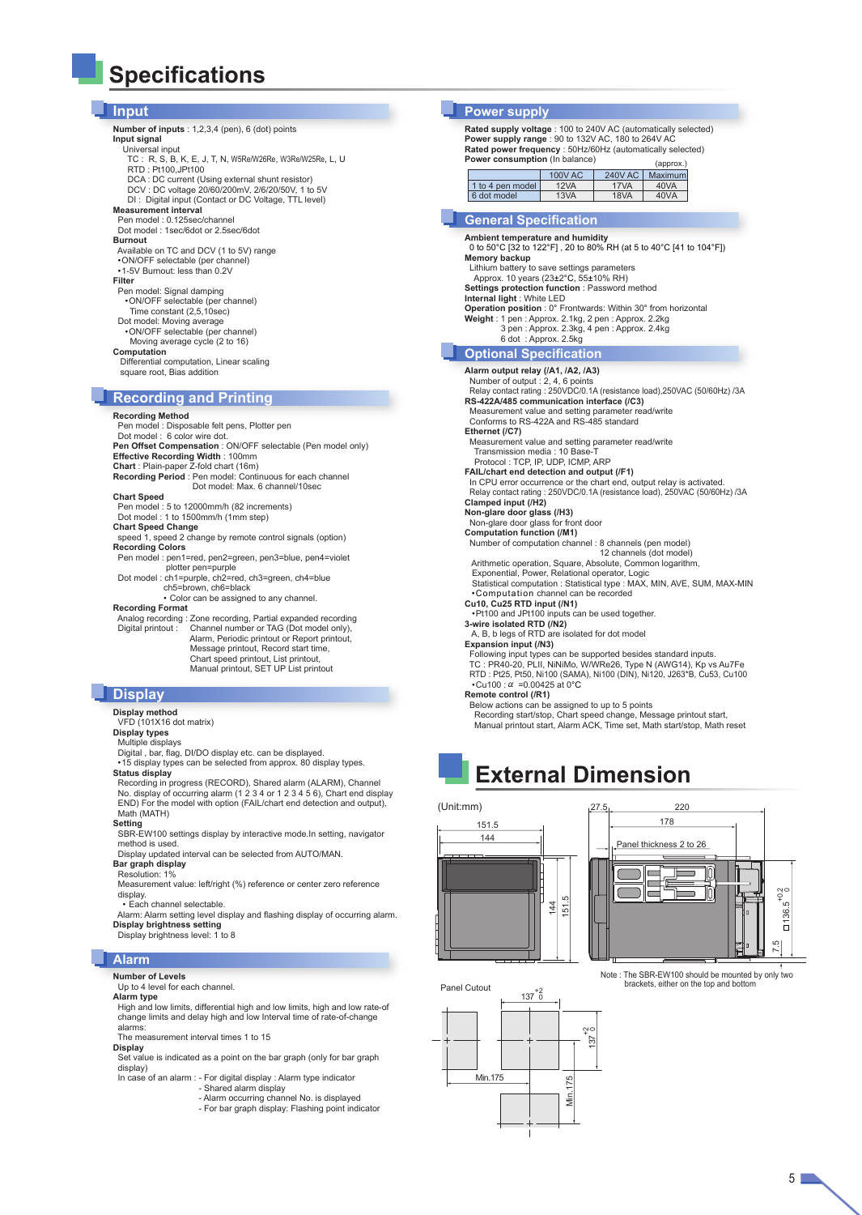# Specifications

## Input

**Number of inputs** : 1,2,3,4 (pen), 6 (dot) points
**Input signal**
Universal input
TC : R, S, B, K, E, J, T, N, W5Re/W26Re, W3Re/W25Re, L, U
RTD : Pt100,JPt100
DCA : DC current (Using external shunt resistor)
DCV : DC voltage 20/60/200mV, 2/6/20/50V, 1 to 5V
DI : Digital input (Contact or DC Voltage, TTL level)
**Measurement interval**
Pen model : 0.125sec/channel
Dot model : 1sec/6dot or 2.5sec/6dot
**Burnout**
Available on TC and DCV (1 to 5V) range
•ON/OFF selectable (per channel)
•1-5V Burnout: less than 0.2V
**Filter**
Pen model: Signal damping
•ON/OFF selectable (per channel)
Time constant (2,5,10sec)
Dot model: Moving average
•ON/OFF selectable (per channel)
Moving average cycle (2 to 16)
**Computation**
Differential computation, Linear scaling
square root, Bias addition

## Recording and Printing

**Recording Method**
Pen model : Disposable felt pens, Plotter pen
Dot model : 6 color wire dot.
**Pen Offset Compensation** : ON/OFF selectable (Pen model only)
**Effective Recording Width** : 100mm
**Chart** : Plain-paper Z-fold chart (16m)
**Recording Period** : Pen model: Continuous for each channel
Dot model: Max. 6 channel/10sec
**Chart Speed**
Pen model : 5 to 12000mm/h (82 increments)
Dot model : 1 to 1500mm/h (1mm step)
**Chart Speed Change**
speed 1, speed 2 change by remote control signals (option)
**Recording Colors**
Pen model : pen1=red, pen2=green, pen3=blue, pen4=violet
plotter pen=purple
Dot model : ch1=purple, ch2=red, ch3=green, ch4=blue
ch5=brown, ch6=black
• Color can be assigned to any channel.
**Recording Format**
Analog recording : Zone recording, Partial expanded recording
Digital printout : Channel number or TAG (Dot model only), Alarm, Periodic printout or Report printout, Message printout, Record start time, Chart speed printout, List printout, Manual printout, SET UP List printout

## Display

**Display method**
VFD (101X16 dot matrix)
**Display types**
Multiple displays
Digital , bar, flag, DI/DO display etc. can be displayed.
•15 display types can be selected from approx. 80 display types.
**Status display**
Recording in progress (RECORD), Shared alarm (ALARM), Channel No. display of occurring alarm (1 2 3 4 or 1 2 3 4 5 6), Chart end display END) For the model with option (FAIL/chart end detection and output), Math (MATH)
**Setting**
SBR-EW100 settings display by interactive mode.In setting, navigator method is used.
Display updated interval can be selected from AUTO/MAN.
**Bar graph display**
Resolution: 1%
Measurement value: left/right (%) reference or center zero reference display.
• Each channel selectable.
Alarm: Alarm setting level display and flashing display of occurring alarm.
**Display brightness setting**
Display brightness level: 1 to 8

## Alarm

**Number of Levels**
Up to 4 level for each channel.
**Alarm type**
High and low limits, differential high and low limits, high and low rate-of change limits and delay high and low Interval time of rate-of-change alarms:
The measurement interval times 1 to 15
**Display**
Set value is indicated as a point on the bar graph (only for bar graph display)
In case of an alarm : - For digital display : Alarm type indicator
- Shared alarm display
- Alarm occurring channel No. is displayed
- For bar graph display: Flashing point indicator

## Power supply

**Rated supply voltage** : 100 to 240V AC (automatically selected)
**Power supply range** : 90 to 132V AC, 180 to 264V AC
**Rated power frequency** : 50Hz/60Hz (automatically selected)
**Power consumption** (In balance)

(approx.)

| | 100V AC | 240V AC | Maximum |
|---|---|---|---|
| 1 to 4 pen model | 12VA | 17VA | 40VA |
| 6 dot model | 13VA | 18VA | 40VA |

## General Specification

**Ambient temperature and humidity**
0 to 50°C [32 to 122°F] , 20 to 80% RH (at 5 to 40°C [41 to 104°F])
**Memory backup**
Lithium battery to save settings parameters
Approx. 10 years (23±2°C, 55±10% RH)
**Settings protection function** : Password method
**Internal light** : White LED
**Operation position** : 0° Frontwards: Within 30° from horizontal
**Weight** : 1 pen : Approx. 2.1kg, 2 pen : Approx. 2.2kg
3 pen : Approx. 2.3kg, 4 pen : Approx. 2.4kg
6 dot : Approx. 2.5kg

## Optional Specification

**Alarm output relay (/A1, /A2, /A3)**
Number of output : 2, 4, 6 points
Relay contact rating : 250VDC/0.1A (resistance load),250VAC (50/60Hz) /3A
**RS-422A/485 communication interface (/C3)**
Measurement value and setting parameter read/write
Conforms to RS-422A and RS-485 standard
**Ethernet (/C7)**
Measurement value and setting parameter read/write
Transmission media : 10 Base-T
Protocol : TCP, IP, UDP, ICMP, ARP
**FAIL/chart end detection and output (/F1)**
In CPU error occurrence or the chart end, output relay is activated.
Relay contact rating : 250VDC/0.1A (resistance load), 250VAC (50/60Hz) /3A
**Clamped input (/H2)**
**Non-glare door glass (/H3)**
Non-glare door glass for front door
**Computation function (/M1)**
Number of computation channel : 8 channels (pen model)
12 channels (dot model)
Arithmetic operation, Square, Absolute, Common logarithm, Exponential, Power, Relational operator, Logic
Statistical computation : Statistical type : MAX, MIN, AVE, SUM, MAX-MIN
•Computation channel can be recorded
**Cu10, Cu25 RTD input (/N1)**
•Pt100 and JPt100 inputs can be used together.
**3-wire isolated RTD (/N2)**
A, B, b legs of RTD are isolated for dot model
**Expansion input (/N3)**
Following input types can be supported besides standard inputs.
TC : PR40-20, PLII, NiNiMo, W/WRe26, Type N (AWG14), Kp vs Au7Fe
RTD : Pt25, Pt50, Ni100 (SAMA), Ni100 (DIN), Ni120, J263*B, Cu53, Cu100
•Cu100 : $\alpha$ =0.00425 at 0°C
**Remote control (/R1)**
Below actions can be assigned to up to 5 points
Recording start/stop, Chart speed change, Message printout start, Manual printout start, Alarm ACK, Time set, Math start/stop, Math reset

# External Dimension

(Unit:mm)

151.5, 144, 144, 151.5, 27.5, 220, 178, Panel thickness 2 to 26, □136.5 $^{+0.2}_{0}$, 7.5

Note : The SBR-EW100 should be mounted by only two brackets, either on the top and bottom

Panel Cutout

137 $^{+2}_{0}$, 137 $^{+2}_{0}$, Min.175, Min.175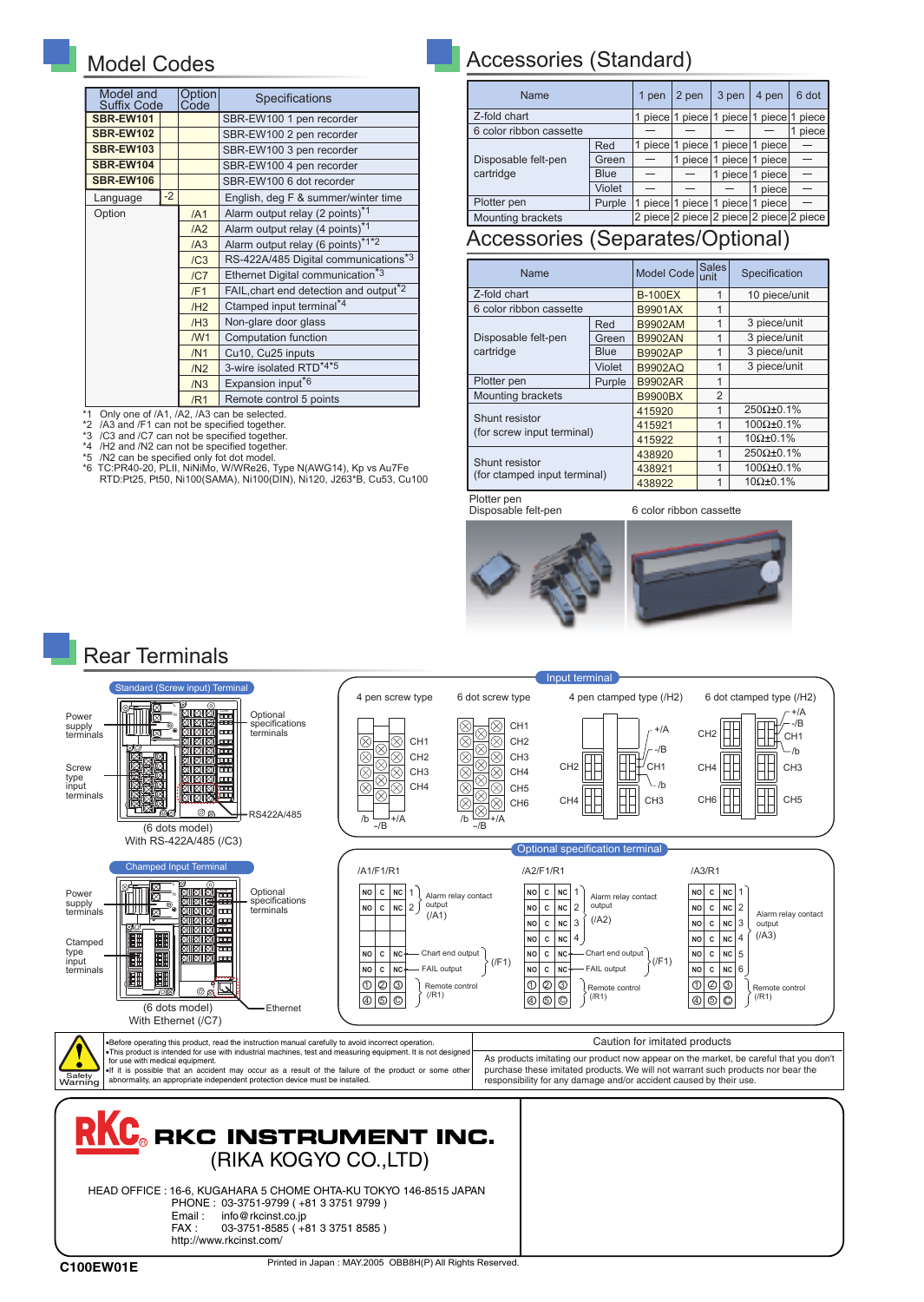## Model Codes

| Model and Suffix Code | Option Code | Specifications |
|---|---|---|
| **SBR-EW101** | | SBR-EW100 1 pen recorder |
| **SBR-EW102** | | SBR-EW100 2 pen recorder |
| **SBR-EW103** | | SBR-EW100 3 pen recorder |
| **SBR-EW104** | | SBR-EW100 4 pen recorder |
| **SBR-EW106** | | SBR-EW100 6 dot recorder |
| Language -2 | | English, deg F & summer/winter time |
| Option | /A1 | Alarm output relay (2 points)*1 |
| | /A2 | Alarm output relay (4 points)*1 |
| | /A3 | Alarm output relay (6 points)*1*2 |
| | /C3 | RS-422A/485 Digital communications*3 |
| | /C7 | Ethernet Digital communication*3 |
| | /F1 | FAIL,chart end detection and output*2 |
| | /H2 | Ctamped input terminal*4 |
| | /H3 | Non-glare door glass |
| | /W1 | Computation function |
| | /N1 | Cu10, Cu25 inputs |
| | /N2 | 3-wire isolated RTD*4*5 |
| | /N3 | Expansion input*6 |
| | /R1 | Remote control 5 points |

*1 Only one of /A1, /A2, /A3 can be selected.
*2 /A3 and /F1 can not be specified together.
*3 /C3 and /C7 can not be specified together.
*4 /H2 and /N2 can not be specified together.
*5 /N2 can be specified only fot dot model.
*6 TC:PR40-20, PLII, NiNiMo, W/WRe26, Type N(AWG14), Kp vs Au7Fe
RTD:Pt25, Pt50, Ni100(SAMA), Ni100(DIN), Ni120, J263*B, Cu53, Cu100

## Accessories (Standard)

| Name | | 1 pen | 2 pen | 3 pen | 4 pen | 6 dot |
|---|---|---|---|---|---|---|
| Z-fold chart | | 1 piece | 1 piece | 1 piece | 1 piece | 1 piece |
| 6 color ribbon cassette | | — | — | — | — | 1 piece |
| Disposable felt-pen cartridge | Red | 1 piece | 1 piece | 1 piece | 1 piece | — |
| | Green | — | 1 piece | 1 piece | 1 piece | — |
| | Blue | — | — | 1 piece | 1 piece | — |
| | Violet | — | — | — | 1 piece | — |
| Plotter pen | Purple | 1 piece | 1 piece | 1 piece | 1 piece | — |
| Mounting brackets | | 2 piece | 2 piece | 2 piece | 2 piece | 2 piece |

## Accessories (Separates/Optional)

| Name | | Model Code | Sales unit | Specification |
|---|---|---|---|---|
| Z-fold chart | | B-100EX | 1 | 10 piece/unit |
| 6 color ribbon cassette | | B9901AX | 1 | |
| Disposable felt-pen cartridge | Red | B9902AM | 1 | 3 piece/unit |
| | Green | B9902AN | 1 | 3 piece/unit |
| | Blue | B9902AP | 1 | 3 piece/unit |
| | Violet | B9902AQ | 1 | 3 piece/unit |
| Plotter pen | Purple | B9902AR | 1 | |
| Mounting brackets | | B9900BX | 2 | |
| Shunt resistor (for screw input terminal) | | 415920 | 1 | 250Ω±0.1% |
| | | 415921 | 1 | 100Ω±0.1% |
| | | 415922 | 1 | 10Ω±0.1% |
| Shunt resistor (for clamped input terminal) | | 438920 | 1 | 250Ω±0.1% |
| | | 438921 | 1 | 100Ω±0.1% |
| | | 438922 | 1 | 10Ω±0.1% |

Plotter pen
Disposable felt-pen

6 color ribbon cassette

## Rear Terminals

Standard (Screw input) Terminal

Power supply terminals
Screw type input terminals
Optional specifications terminals
RS422A/485
(6 dots model)
With RS-422A/485 (/C3)

Champed Input Terminal

Power supply terminals
Clamped type input terminals
Optional specifications terminals
Ethernet
(6 dots model)
With Ethernet (/C7)

Input terminal

4 pen screw type — CH1, CH2, CH3, CH4; /b, +/A, –/B
6 dot screw type — CH1, CH2, CH3, CH4, CH5, CH6; /b, +/A, –/B
4 pen clamped type (/H2) — CH1, CH2, CH3, CH4; +/A, –/B, /b
6 dot clamped type (/H2) — CH1, CH2, CH3, CH4, CH5, CH6; +/A, –/B, /b

Optional specification terminal

/A1/F1/R1 — Alarm relay contact output (/A1); Chart end output, FAIL output (/F1); Remote control (/R1)
/A2/F1/R1 — Alarm relay contact output (/A2); Chart end output, FAIL output (/F1); Remote control (/R1)
/A3/R1 — Alarm relay contact output (/A3); Remote control (/R1)

Safety Warning

- Before operating this product, read the instruction manual carefully to avoid incorrect operation.
- This product is intended for use with industrial machines, test and measuring equipment. It is not designed for use with medical equipment.
- If it is possible that an accident may occur as a result of the failure of the product or some other abnormality, an appropriate independent protection device must be installed.

**Caution for imitated products**

As products imitating our product now appear on the market, be careful that you don't purchase these imitated products. We will not warrant such products nor bear the responsibility for any damage and/or accident caused by their use.

**RKC INSTRUMENT INC.**
(RIKA KOGYO CO.,LTD)

HEAD OFFICE : 16-6, KUGAHARA 5 CHOME OHTA-KU TOKYO 146-8515 JAPAN
PHONE : 03-3751-9799 ( +81 3 3751 9799 )
Email : info@rkcinst.co.jp
FAX : 03-3751-8585 ( +81 3 3751 8585 )
http://www.rkcinst.com/

C100EW01E

Printed in Japan : MAY.2005 OBB8H(P) All Rights Reserved.